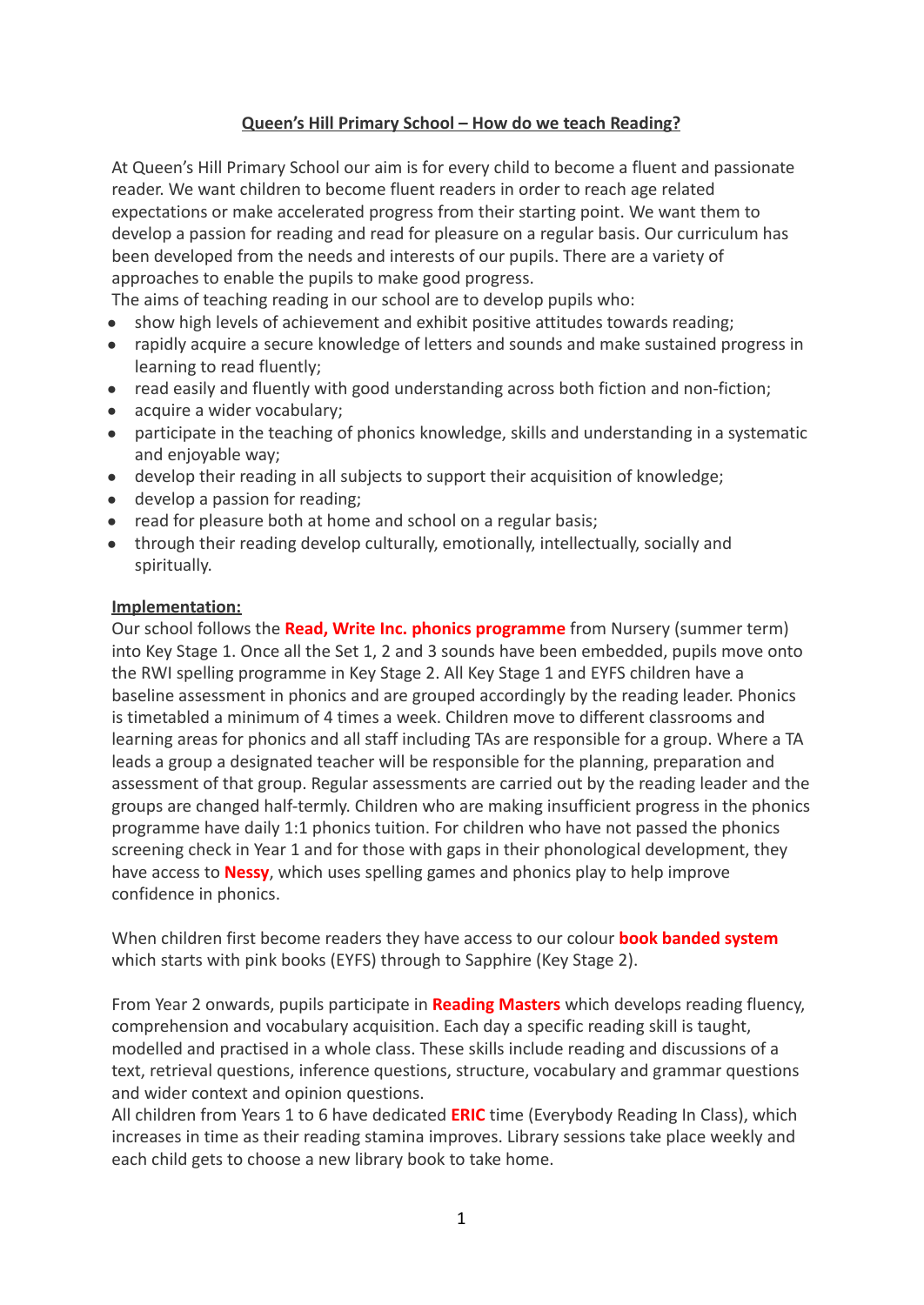# Queen's Hill Primary School – How do we teach Reading?

At Queen's Hill Primary School our aim is for every child to become a fluent and passionate reader. We want children to become fluent readers in order to reach age related expectations or make accelerated progress from their starting point. We want them to develop a passion for reading and read for pleasure on a regular basis. Our curriculum has been developed from the needs and interests of our pupils. There are a variety of approaches to enable the pupils to make good progress.
The aims of teaching reading in our school are to develop pupils who:

- show high levels of achievement and exhibit positive attitudes towards reading;
- rapidly acquire a secure knowledge of letters and sounds and make sustained progress in learning to read fluently;
- read easily and fluently with good understanding across both fiction and non-fiction;
- acquire a wider vocabulary;
- participate in the teaching of phonics knowledge, skills and understanding in a systematic and enjoyable way;
- develop their reading in all subjects to support their acquisition of knowledge;
- develop a passion for reading;
- read for pleasure both at home and school on a regular basis;
- through their reading develop culturally, emotionally, intellectually, socially and spiritually.

## Implementation:

Our school follows the **Read, Write Inc. phonics programme** from Nursery (summer term) into Key Stage 1. Once all the Set 1, 2 and 3 sounds have been embedded, pupils move onto the RWI spelling programme in Key Stage 2. All Key Stage 1 and EYFS children have a baseline assessment in phonics and are grouped accordingly by the reading leader. Phonics is timetabled a minimum of 4 times a week. Children move to different classrooms and learning areas for phonics and all staff including TAs are responsible for a group. Where a TA leads a group a designated teacher will be responsible for the planning, preparation and assessment of that group. Regular assessments are carried out by the reading leader and the groups are changed half-termly. Children who are making insufficient progress in the phonics programme have daily 1:1 phonics tuition. For children who have not passed the phonics screening check in Year 1 and for those with gaps in their phonological development, they have access to **Nessy**, which uses spelling games and phonics play to help improve confidence in phonics.

When children first become readers they have access to our colour **book banded system** which starts with pink books (EYFS) through to Sapphire (Key Stage 2).

From Year 2 onwards, pupils participate in **Reading Masters** which develops reading fluency, comprehension and vocabulary acquisition. Each day a specific reading skill is taught, modelled and practised in a whole class. These skills include reading and discussions of a text, retrieval questions, inference questions, structure, vocabulary and grammar questions and wider context and opinion questions.
All children from Years 1 to 6 have dedicated **ERIC** time (Everybody Reading In Class), which increases in time as their reading stamina improves. Library sessions take place weekly and each child gets to choose a new library book to take home.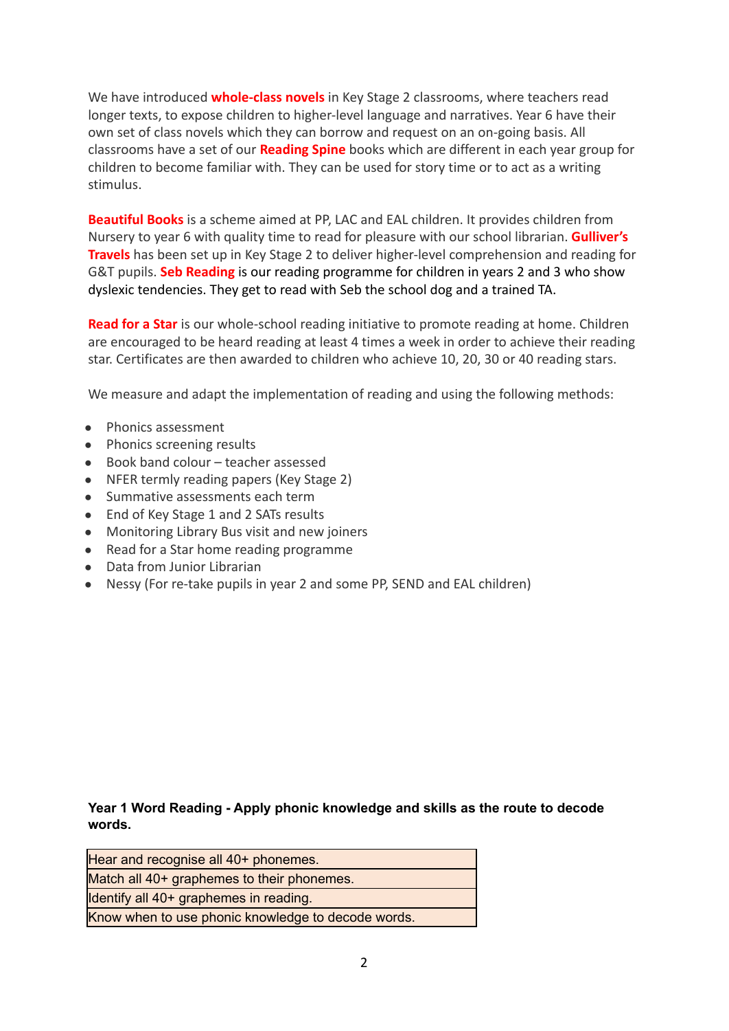We have introduced **whole-class novels** in Key Stage 2 classrooms, where teachers read longer texts, to expose children to higher-level language and narratives. Year 6 have their own set of class novels which they can borrow and request on an on-going basis. All classrooms have a set of our **Reading Spine** books which are different in each year group for children to become familiar with. They can be used for story time or to act as a writing stimulus.

**Beautiful Books** is a scheme aimed at PP, LAC and EAL children. It provides children from Nursery to year 6 with quality time to read for pleasure with our school librarian. **Gulliver's Travels** has been set up in Key Stage 2 to deliver higher-level comprehension and reading for G&T pupils. **Seb Reading** is our reading programme for children in years 2 and 3 who show dyslexic tendencies. They get to read with Seb the school dog and a trained TA.

**Read for a Star** is our whole-school reading initiative to promote reading at home. Children are encouraged to be heard reading at least 4 times a week in order to achieve their reading star. Certificates are then awarded to children who achieve 10, 20, 30 or 40 reading stars.

We measure and adapt the implementation of reading and using the following methods:

- Phonics assessment
- Phonics screening results
- Book band colour – teacher assessed
- NFER termly reading papers (Key Stage 2)
- Summative assessments each term
- End of Key Stage 1 and 2 SATs results
- Monitoring Library Bus visit and new joiners
- Read for a Star home reading programme
- Data from Junior Librarian
- Nessy (For re-take pupils in year 2 and some PP, SEND and EAL children)

**Year 1 Word Reading - Apply phonic knowledge and skills as the route to decode words.**

| Hear and recognise all 40+ phonemes. |
|---|
| Match all 40+ graphemes to their phonemes. |
| Identify all 40+ graphemes in reading. |
| Know when to use phonic knowledge to decode words. |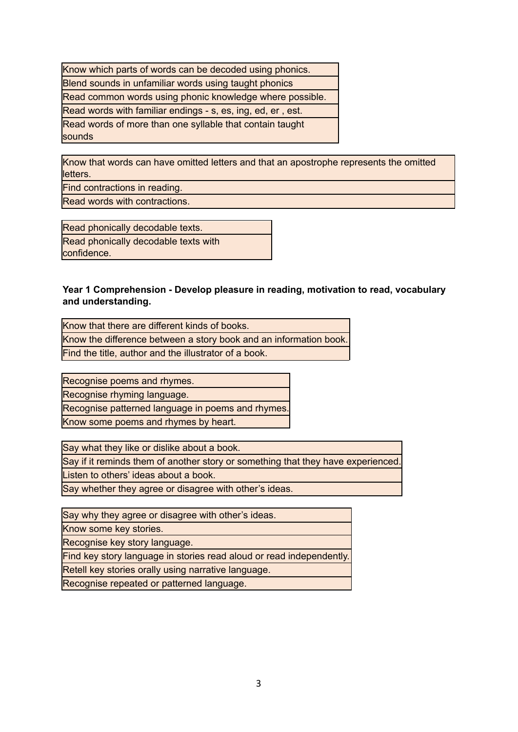| Know which parts of words can be decoded using phonics. |
|---|
| Blend sounds in unfamiliar words using taught phonics |
| Read common words using phonic knowledge where possible. |
| Read words with familiar endings - s, es, ing, ed, er , est. |
| Read words of more than one syllable that contain taught sounds |

| Know that words can have omitted letters and that an apostrophe represents the omitted letters. |
|---|
| Find contractions in reading. |
| Read words with contractions. |

| Read phonically decodable texts. |
|---|
| Read phonically decodable texts with confidence. |

**Year 1 Comprehension - Develop pleasure in reading, motivation to read, vocabulary and understanding.**

| Know that there are different kinds of books. |
|---|
| Know the difference between a story book and an information book. |
| Find the title, author and the illustrator of a book. |

| Recognise poems and rhymes. |
|---|
| Recognise rhyming language. |
| Recognise patterned language in poems and rhymes. |
| Know some poems and rhymes by heart. |

| Say what they like or dislike about a book. |
|---|
| Say if it reminds them of another story or something that they have experienced. |
| Listen to others' ideas about a book. |
| Say whether they agree or disagree with other's ideas. |

| Say why they agree or disagree with other's ideas. |
|---|
| Know some key stories. |
| Recognise key story language. |
| Find key story language in stories read aloud or read independently. |
| Retell key stories orally using narrative language. |
| Recognise repeated or patterned language. |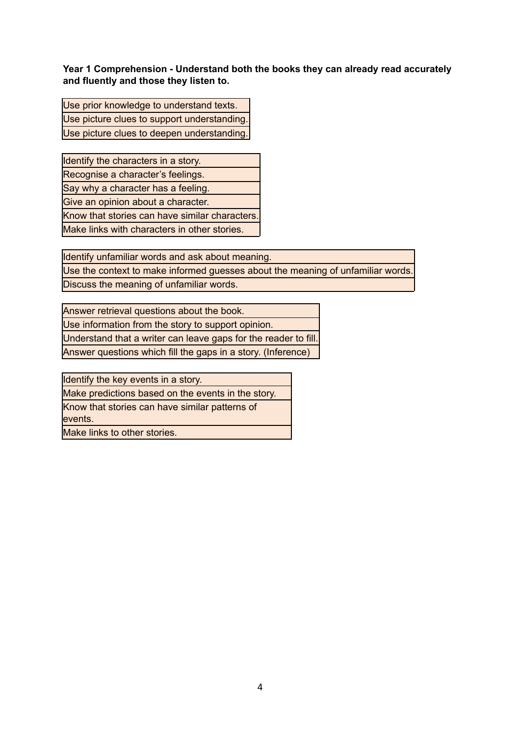**Year 1 Comprehension - Understand both the books they can already read accurately and fluently and those they listen to.**

| Use prior knowledge to understand texts. |
| --- |
| Use picture clues to support understanding. |
| Use picture clues to deepen understanding. |

| Identify the characters in a story. |
| --- |
| Recognise a character's feelings. |
| Say why a character has a feeling. |
| Give an opinion about a character. |
| Know that stories can have similar characters. |
| Make links with characters in other stories. |

| Identify unfamiliar words and ask about meaning. |
| --- |
| Use the context to make informed guesses about the meaning of unfamiliar words. |
| Discuss the meaning of unfamiliar words. |

| Answer retrieval questions about the book. |
| --- |
| Use information from the story to support opinion. |
| Understand that a writer can leave gaps for the reader to fill. |
| Answer questions which fill the gaps in a story. (Inference) |

| Identify the key events in a story. |
| --- |
| Make predictions based on the events in the story. |
| Know that stories can have similar patterns of events. |
| Make links to other stories. |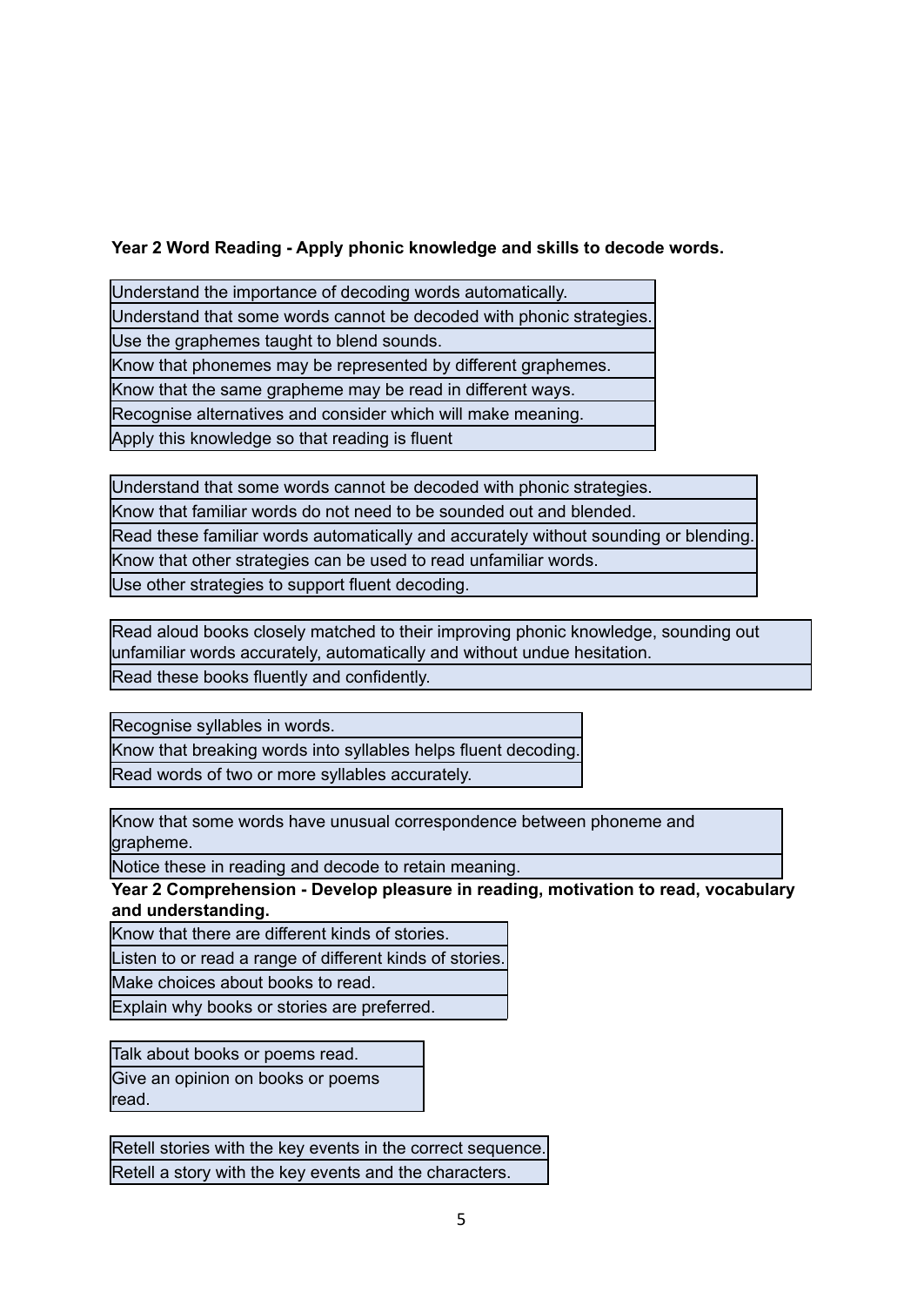**Year 2 Word Reading - Apply phonic knowledge and skills to decode words.**

| Understand the importance of decoding words automatically. |
|---|
| Understand that some words cannot be decoded with phonic strategies. |
| Use the graphemes taught to blend sounds. |
| Know that phonemes may be represented by different graphemes. |
| Know that the same grapheme may be read in different ways. |
| Recognise alternatives and consider which will make meaning. |
| Apply this knowledge so that reading is fluent |

| Understand that some words cannot be decoded with phonic strategies. |
|---|
| Know that familiar words do not need to be sounded out and blended. |
| Read these familiar words automatically and accurately without sounding or blending. |
| Know that other strategies can be used to read unfamiliar words. |
| Use other strategies to support fluent decoding. |

| Read aloud books closely matched to their improving phonic knowledge, sounding out unfamiliar words accurately, automatically and without undue hesitation. |
|---|
| Read these books fluently and confidently. |

| Recognise syllables in words. |
|---|
| Know that breaking words into syllables helps fluent decoding. |
| Read words of two or more syllables accurately. |

| Know that some words have unusual correspondence between phoneme and grapheme. |
|---|
| Notice these in reading and decode to retain meaning. |

**Year 2 Comprehension - Develop pleasure in reading, motivation to read, vocabulary and understanding.**

| Know that there are different kinds of stories. |
|---|
| Listen to or read a range of different kinds of stories. |
| Make choices about books to read. |
| Explain why books or stories are preferred. |

| Talk about books or poems read. |
|---|
| Give an opinion on books or poems read. |

| Retell stories with the key events in the correct sequence. |
|---|
| Retell a story with the key events and the characters. |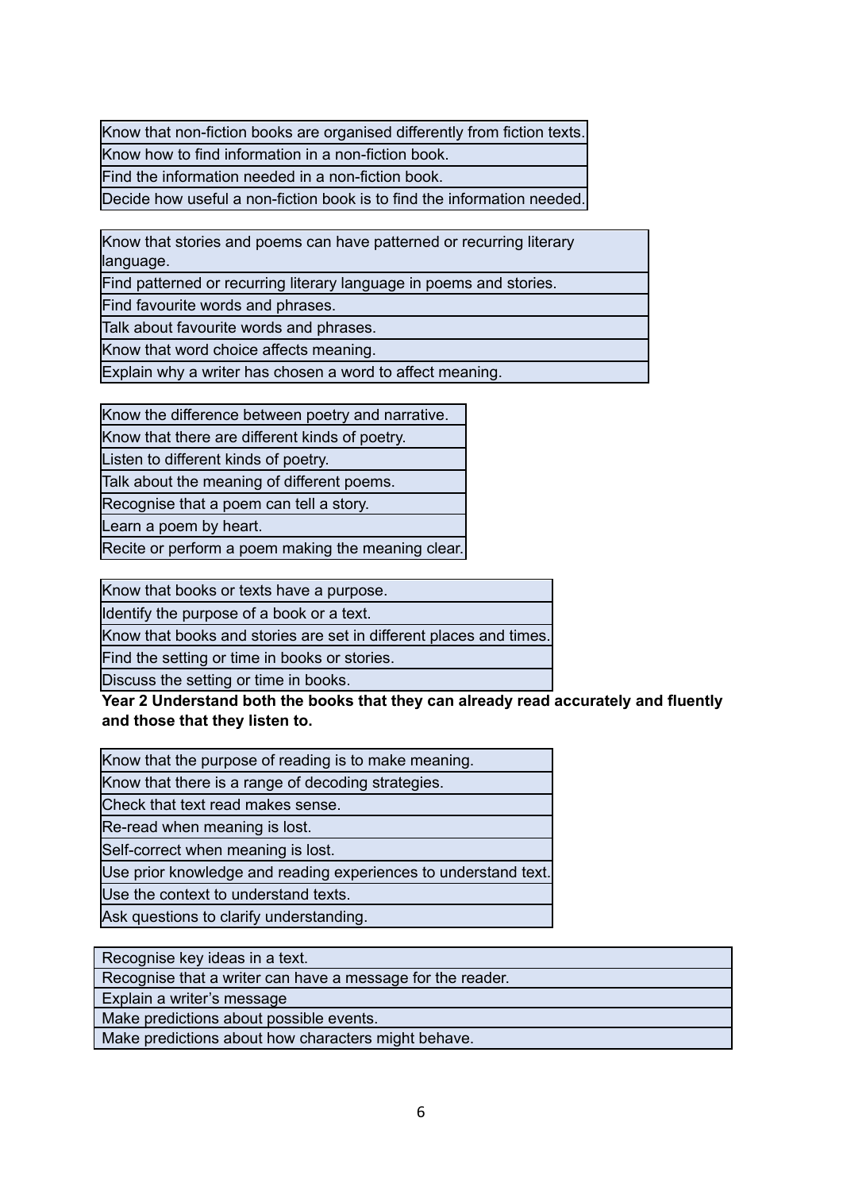| Know that non-fiction books are organised differently from fiction texts. |
| --- |
| Know how to find information in a non-fiction book. |
| Find the information needed in a non-fiction book. |
| Decide how useful a non-fiction book is to find the information needed. |

| Know that stories and poems can have patterned or recurring literary language. |
| --- |
| Find patterned or recurring literary language in poems and stories. |
| Find favourite words and phrases. |
| Talk about favourite words and phrases. |
| Know that word choice affects meaning. |
| Explain why a writer has chosen a word to affect meaning. |

| Know the difference between poetry and narrative. |
| --- |
| Know that there are different kinds of poetry. |
| Listen to different kinds of poetry. |
| Talk about the meaning of different poems. |
| Recognise that a poem can tell a story. |
| Learn a poem by heart. |
| Recite or perform a poem making the meaning clear. |

| Know that books or texts have a purpose. |
| --- |
| Identify the purpose of a book or a text. |
| Know that books and stories are set in different places and times. |
| Find the setting or time in books or stories. |
| Discuss the setting or time in books. |

**Year 2 Understand both the books that they can already read accurately and fluently and those that they listen to.**

| Know that the purpose of reading is to make meaning. |
| --- |
| Know that there is a range of decoding strategies. |
| Check that text read makes sense. |
| Re-read when meaning is lost. |
| Self-correct when meaning is lost. |
| Use prior knowledge and reading experiences to understand text. |
| Use the context to understand texts. |
| Ask questions to clarify understanding. |

| Recognise key ideas in a text. |
| --- |
| Recognise that a writer can have a message for the reader. |
| Explain a writer's message |
| Make predictions about possible events. |
| Make predictions about how characters might behave. |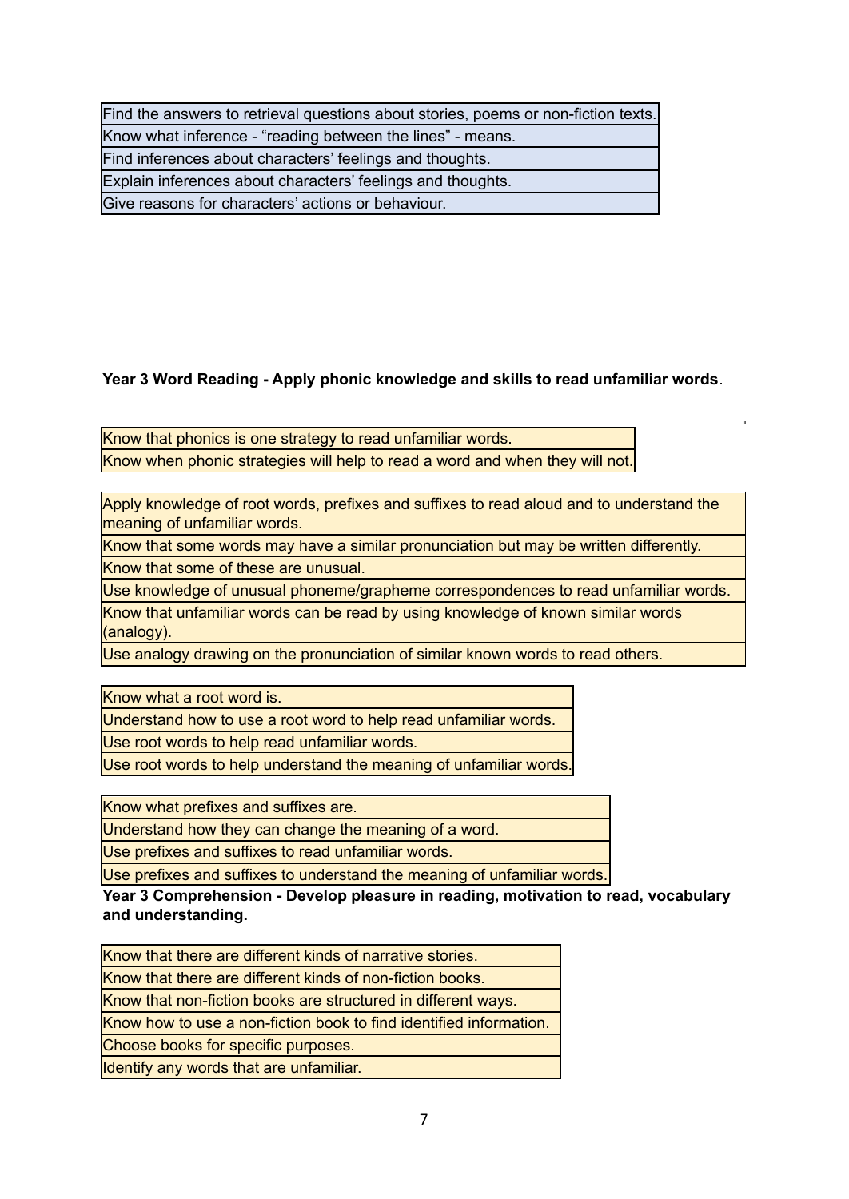| Find the answers to retrieval questions about stories, poems or non-fiction texts. |
| --- |
| Know what inference - "reading between the lines" - means. |
| Find inferences about characters' feelings and thoughts. |
| Explain inferences about characters' feelings and thoughts. |
| Give reasons for characters' actions or behaviour. |

**Year 3 Word Reading - Apply phonic knowledge and skills to read unfamiliar words**.

| Know that phonics is one strategy to read unfamiliar words. |
| --- |
| Know when phonic strategies will help to read a word and when they will not. |

| Apply knowledge of root words, prefixes and suffixes to read aloud and to understand the meaning of unfamiliar words. |
| --- |
| Know that some words may have a similar pronunciation but may be written differently. |
| Know that some of these are unusual. |
| Use knowledge of unusual phoneme/grapheme correspondences to read unfamiliar words. |
| Know that unfamiliar words can be read by using knowledge of known similar words (analogy). |
| Use analogy drawing on the pronunciation of similar known words to read others. |

| Know what a root word is. |
| --- |
| Understand how to use a root word to help read unfamiliar words. |
| Use root words to help read unfamiliar words. |
| Use root words to help understand the meaning of unfamiliar words. |

| Know what prefixes and suffixes are. |
| --- |
| Understand how they can change the meaning of a word. |
| Use prefixes and suffixes to read unfamiliar words. |
| Use prefixes and suffixes to understand the meaning of unfamiliar words. |

**Year 3 Comprehension - Develop pleasure in reading, motivation to read, vocabulary and understanding.**

| Know that there are different kinds of narrative stories. |
| --- |
| Know that there are different kinds of non-fiction books. |
| Know that non-fiction books are structured in different ways. |
| Know how to use a non-fiction book to find identified information. |
| Choose books for specific purposes. |
| Identify any words that are unfamiliar. |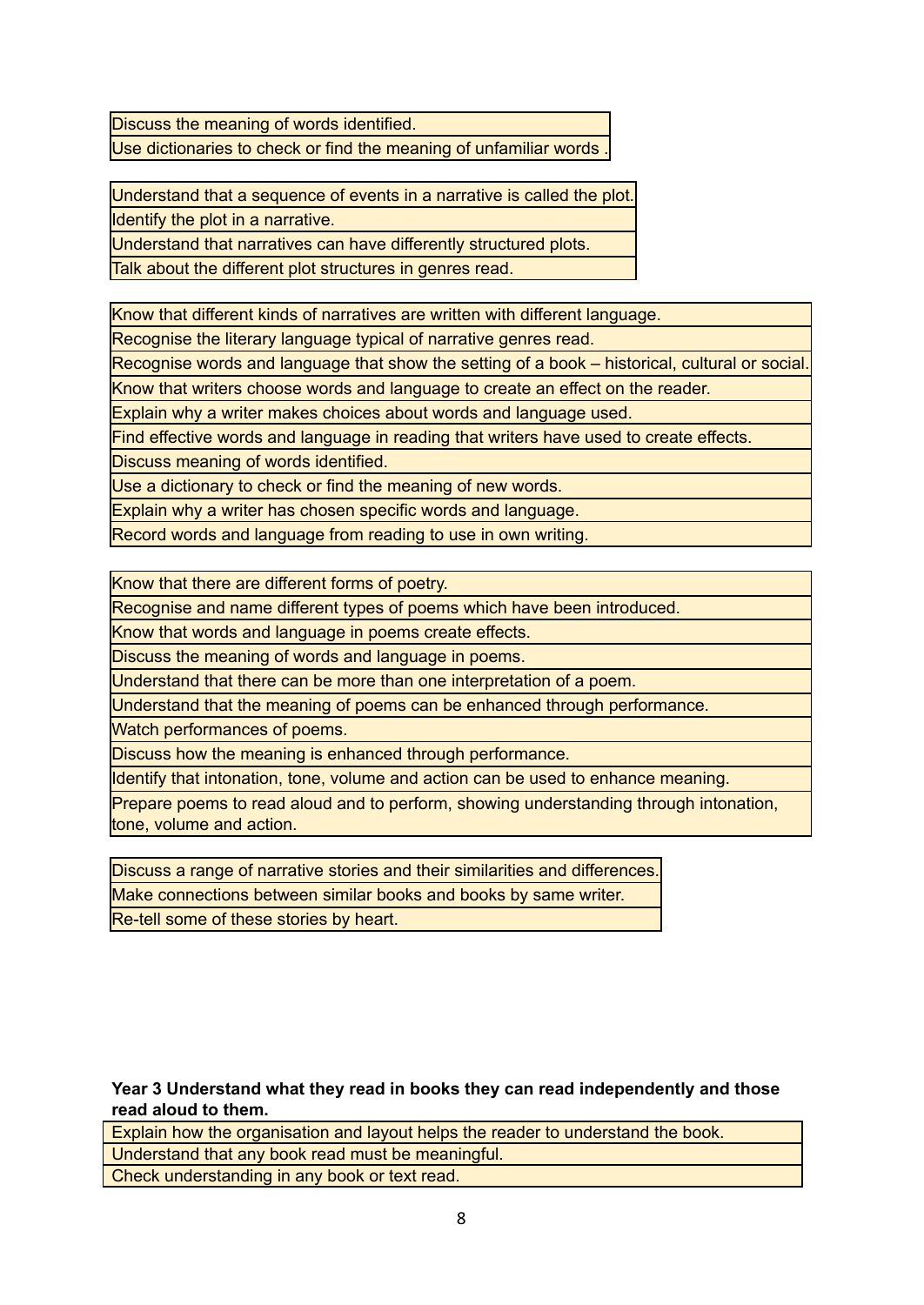| Discuss the meaning of words identified. |
| --- |
| Use dictionaries to check or find the meaning of unfamiliar words . |

| Understand that a sequence of events in a narrative is called the plot. |
| --- |
| Identify the plot in a narrative. |
| Understand that narratives can have differently structured plots. |
| Talk about the different plot structures in genres read. |

| Know that different kinds of narratives are written with different language. |
| --- |
| Recognise the literary language typical of narrative genres read. |
| Recognise words and language that show the setting of a book – historical, cultural or social. |
| Know that writers choose words and language to create an effect on the reader. |
| Explain why a writer makes choices about words and language used. |
| Find effective words and language in reading that writers have used to create effects. |
| Discuss meaning of words identified. |
| Use a dictionary to check or find the meaning of new words. |
| Explain why a writer has chosen specific words and language. |
| Record words and language from reading to use in own writing. |

| Know that there are different forms of poetry. |
| --- |
| Recognise and name different types of poems which have been introduced. |
| Know that words and language in poems create effects. |
| Discuss the meaning of words and language in poems. |
| Understand that there can be more than one interpretation of a poem. |
| Understand that the meaning of poems can be enhanced through performance. |
| Watch performances of poems. |
| Discuss how the meaning is enhanced through performance. |
| Identify that intonation, tone, volume and action can be used to enhance meaning. |
| Prepare poems to read aloud and to perform, showing understanding through intonation, tone, volume and action. |

| Discuss a range of narrative stories and their similarities and differences. |
| --- |
| Make connections between similar books and books by same writer. |
| Re-tell some of these stories by heart. |

**Year 3 Understand what they read in books they can read independently and those read aloud to them.**

| Explain how the organisation and layout helps the reader to understand the book. |
| --- |
| Understand that any book read must be meaningful. |
| Check understanding in any book or text read. |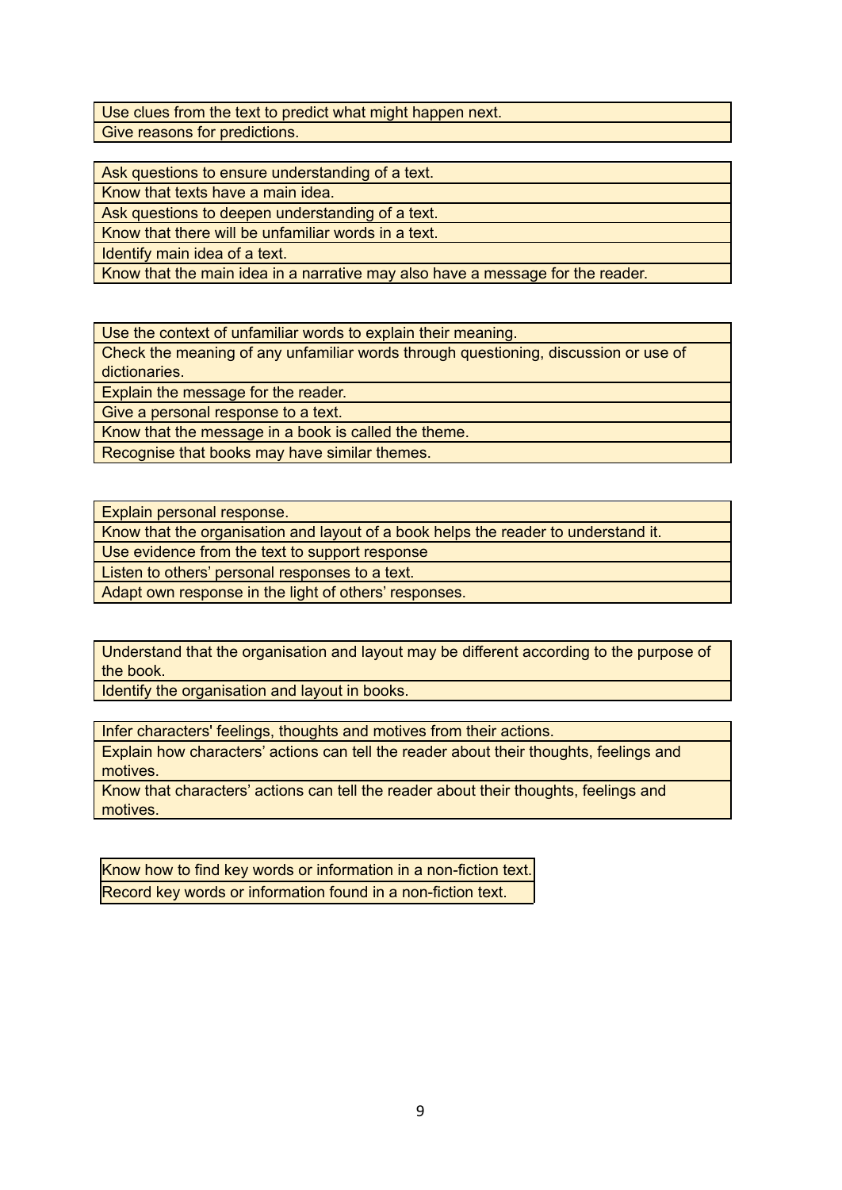| Use clues from the text to predict what might happen next. |
| --- |
| Give reasons for predictions. |

| Ask questions to ensure understanding of a text. |
| --- |
| Know that texts have a main idea. |
| Ask questions to deepen understanding of a text. |
| Know that there will be unfamiliar words in a text. |
| Identify main idea of a text. |
| Know that the main idea in a narrative may also have a message for the reader. |

| Use the context of unfamiliar words to explain their meaning. |
| --- |
| Check the meaning of any unfamiliar words through questioning, discussion or use of dictionaries. |
| Explain the message for the reader. |
| Give a personal response to a text. |
| Know that the message in a book is called the theme. |
| Recognise that books may have similar themes. |

| Explain personal response. |
| --- |
| Know that the organisation and layout of a book helps the reader to understand it. |
| Use evidence from the text to support response |
| Listen to others' personal responses to a text. |
| Adapt own response in the light of others' responses. |

| Understand that the organisation and layout may be different according to the purpose of the book. |
| --- |
| Identify the organisation and layout in books. |

| Infer characters' feelings, thoughts and motives from their actions. |
| --- |
| Explain how characters' actions can tell the reader about their thoughts, feelings and motives. |
| Know that characters' actions can tell the reader about their thoughts, feelings and motives. |

| Know how to find key words or information in a non-fiction text. |
| --- |
| Record key words or information found in a non-fiction text. |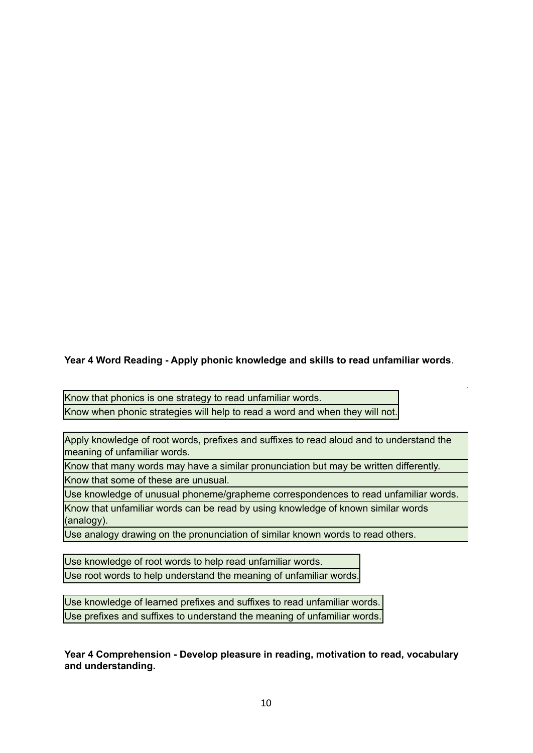**Year 4 Word Reading - Apply phonic knowledge and skills to read unfamiliar words**.

| Know that phonics is one strategy to read unfamiliar words. |
|---|
| Know when phonic strategies will help to read a word and when they will not. |

| Apply knowledge of root words, prefixes and suffixes to read aloud and to understand the meaning of unfamiliar words. |
|---|
| Know that many words may have a similar pronunciation but may be written differently. |
| Know that some of these are unusual. |
| Use knowledge of unusual phoneme/grapheme correspondences to read unfamiliar words. |
| Know that unfamiliar words can be read by using knowledge of known similar words (analogy). |
| Use analogy drawing on the pronunciation of similar known words to read others. |

| Use knowledge of root words to help read unfamiliar words. |
|---|
| Use root words to help understand the meaning of unfamiliar words. |

| Use knowledge of learned prefixes and suffixes to read unfamiliar words. |
|---|
| Use prefixes and suffixes to understand the meaning of unfamiliar words. |

**Year 4 Comprehension - Develop pleasure in reading, motivation to read, vocabulary and understanding.**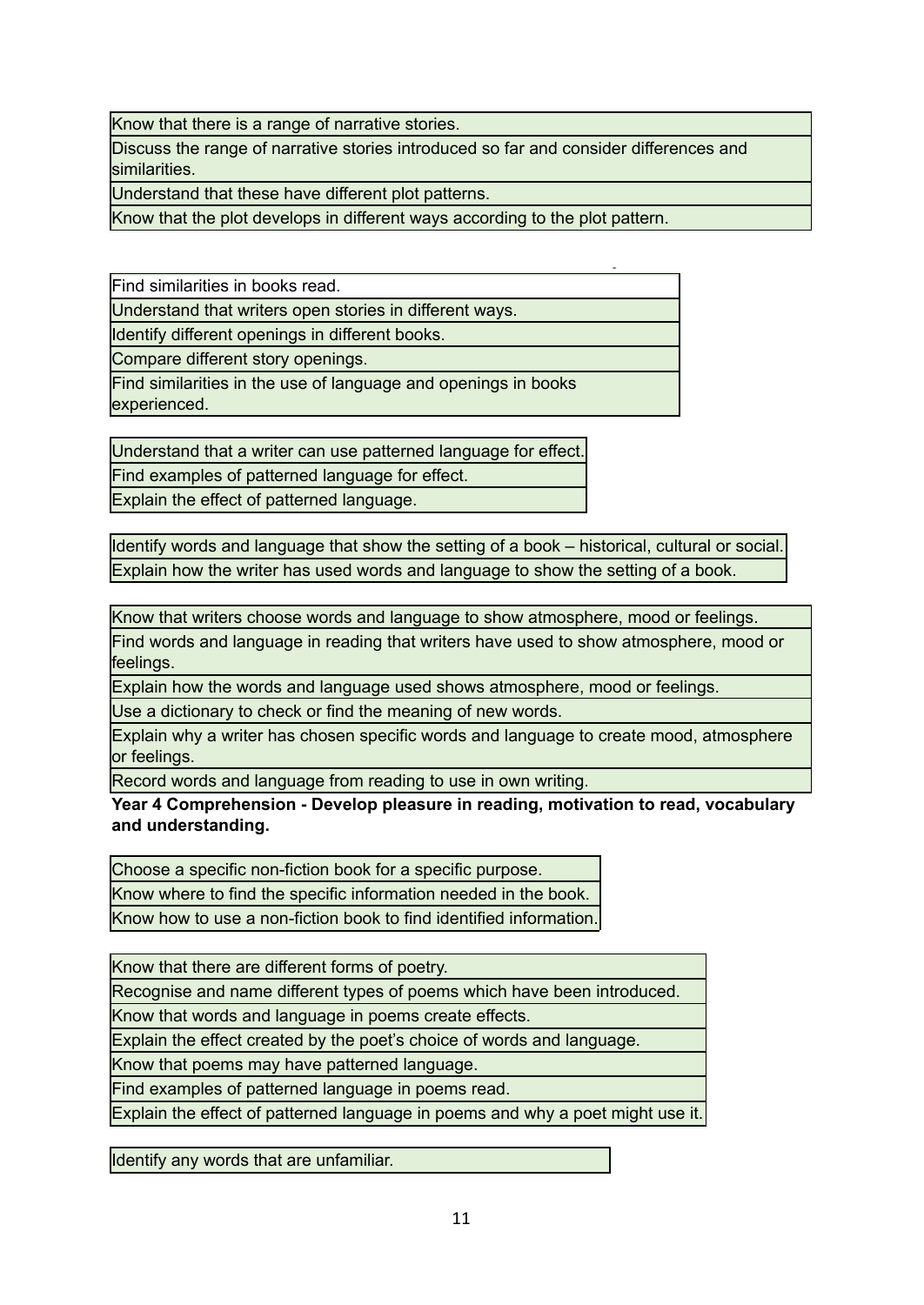| Know that there is a range of narrative stories. |
| --- |
| Discuss the range of narrative stories introduced so far and consider differences and similarities. |
| Understand that these have different plot patterns. |
| Know that the plot develops in different ways according to the plot pattern. |

| Find similarities in books read. |
| --- |
| Understand that writers open stories in different ways. |
| Identify different openings in different books. |
| Compare different story openings. |
| Find similarities in the use of language and openings in books experienced. |

| Understand that a writer can use patterned language for effect. |
| --- |
| Find examples of patterned language for effect. |
| Explain the effect of patterned language. |

| Identify words and language that show the setting of a book – historical, cultural or social. |
| --- |
| Explain how the writer has used words and language to show the setting of a book. |

| Know that writers choose words and language to show atmosphere, mood or feelings. |
| --- |
| Find words and language in reading that writers have used to show atmosphere, mood or feelings. |
| Explain how the words and language used shows atmosphere, mood or feelings. |
| Use a dictionary to check or find the meaning of new words. |
| Explain why a writer has chosen specific words and language to create mood, atmosphere or feelings. |
| Record words and language from reading to use in own writing. |

**Year 4 Comprehension - Develop pleasure in reading, motivation to read, vocabulary and understanding.**

| Choose a specific non-fiction book for a specific purpose. |
| --- |
| Know where to find the specific information needed in the book. |
| Know how to use a non-fiction book to find identified information. |

| Know that there are different forms of poetry. |
| --- |
| Recognise and name different types of poems which have been introduced. |
| Know that words and language in poems create effects. |
| Explain the effect created by the poet's choice of words and language. |
| Know that poems may have patterned language. |
| Find examples of patterned language in poems read. |
| Explain the effect of patterned language in poems and why a poet might use it. |

| Identify any words that are unfamiliar. |
| --- |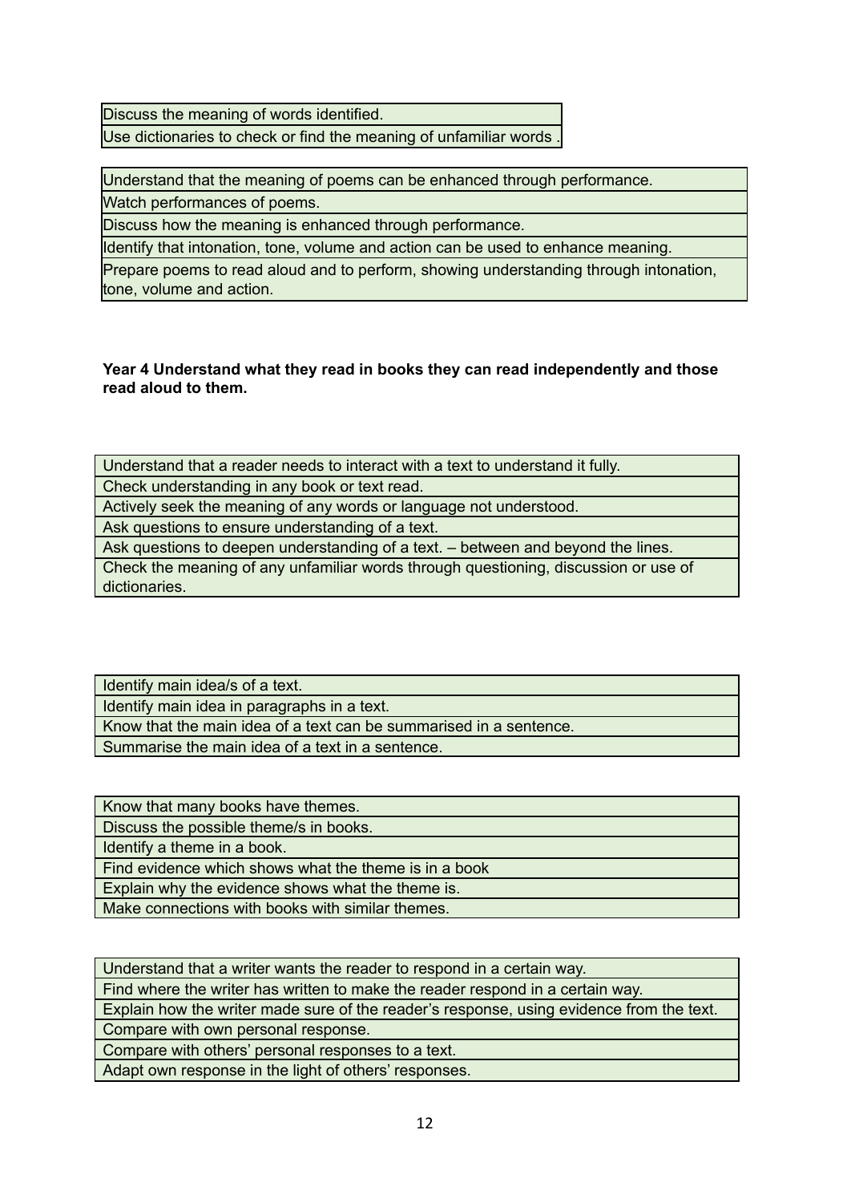| Discuss the meaning of words identified. |
| --- |
| Use dictionaries to check or find the meaning of unfamiliar words . |

| Understand that the meaning of poems can be enhanced through performance. |
| --- |
| Watch performances of poems. |
| Discuss how the meaning is enhanced through performance. |
| Identify that intonation, tone, volume and action can be used to enhance meaning. |
| Prepare poems to read aloud and to perform, showing understanding through intonation, tone, volume and action. |

**Year 4 Understand what they read in books they can read independently and those read aloud to them.**

| Understand that a reader needs to interact with a text to understand it fully. |
| --- |
| Check understanding in any book or text read. |
| Actively seek the meaning of any words or language not understood. |
| Ask questions to ensure understanding of a text. |
| Ask questions to deepen understanding of a text. – between and beyond the lines. |
| Check the meaning of any unfamiliar words through questioning, discussion or use of dictionaries. |

| Identify main idea/s of a text. |
| --- |
| Identify main idea in paragraphs in a text. |
| Know that the main idea of a text can be summarised in a sentence. |
| Summarise the main idea of a text in a sentence. |

| Know that many books have themes. |
| --- |
| Discuss the possible theme/s in books. |
| Identify a theme in a book. |
| Find evidence which shows what the theme is in a book |
| Explain why the evidence shows what the theme is. |
| Make connections with books with similar themes. |

| Understand that a writer wants the reader to respond in a certain way. |
| --- |
| Find where the writer has written to make the reader respond in a certain way. |
| Explain how the writer made sure of the reader's response, using evidence from the text. |
| Compare with own personal response. |
| Compare with others' personal responses to a text. |
| Adapt own response in the light of others' responses. |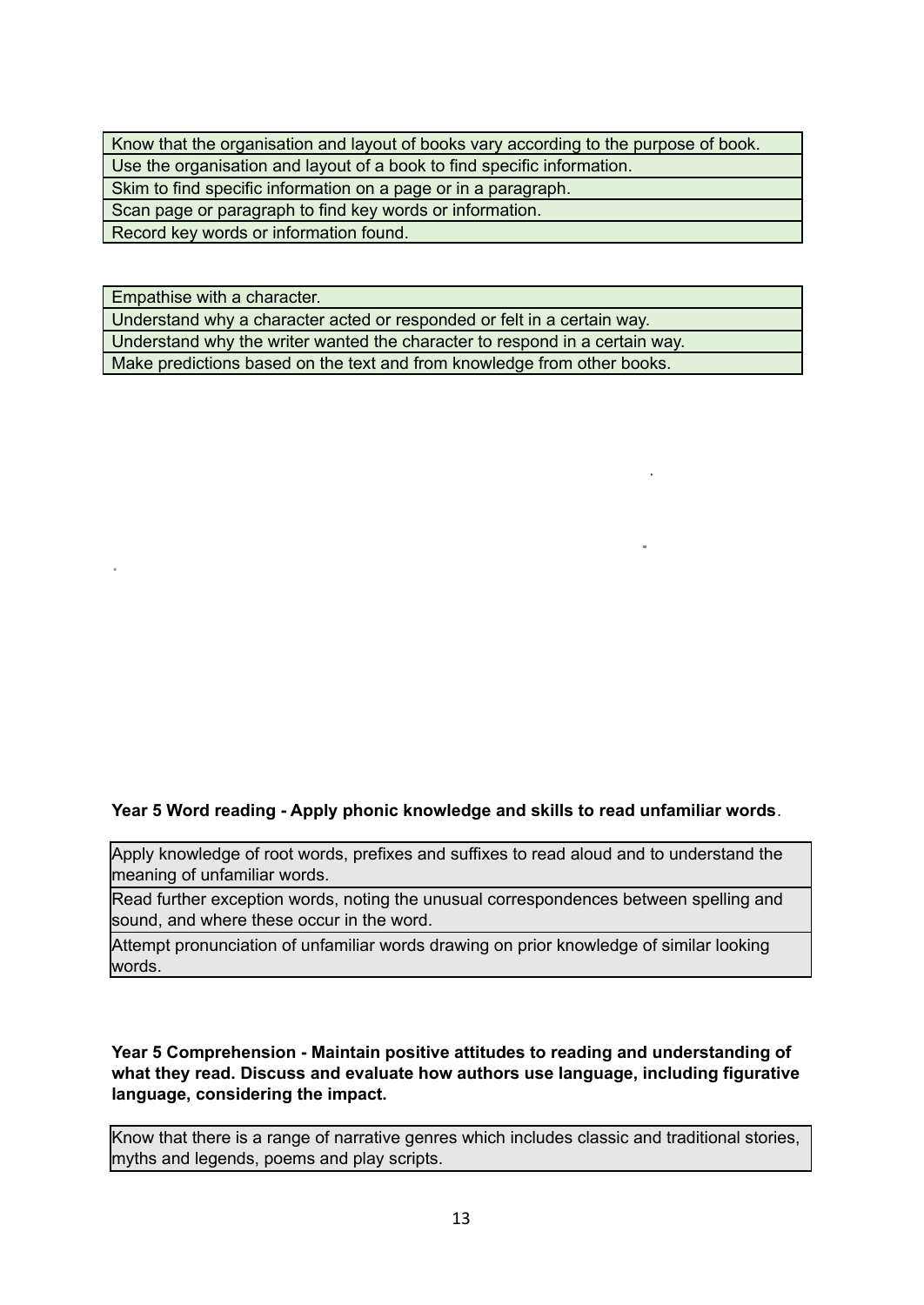| Know that the organisation and layout of books vary according to the purpose of book. |
| --- |
| Use the organisation and layout of a book to find specific information. |
| Skim to find specific information on a page or in a paragraph. |
| Scan page or paragraph to find key words or information. |
| Record key words or information found. |

| Empathise with a character. |
| --- |
| Understand why a character acted or responded or felt in a certain way. |
| Understand why the writer wanted the character to respond in a certain way. |
| Make predictions based on the text and from knowledge from other books. |

**Year 5 Word reading - Apply phonic knowledge and skills to read unfamiliar words**.

| Apply knowledge of root words, prefixes and suffixes to read aloud and to understand the meaning of unfamiliar words. |
| --- |
| Read further exception words, noting the unusual correspondences between spelling and sound, and where these occur in the word. |
| Attempt pronunciation of unfamiliar words drawing on prior knowledge of similar looking words. |

**Year 5 Comprehension - Maintain positive attitudes to reading and understanding of what they read. Discuss and evaluate how authors use language, including figurative language, considering the impact.**

| Know that there is a range of narrative genres which includes classic and traditional stories, myths and legends, poems and play scripts. |
| --- |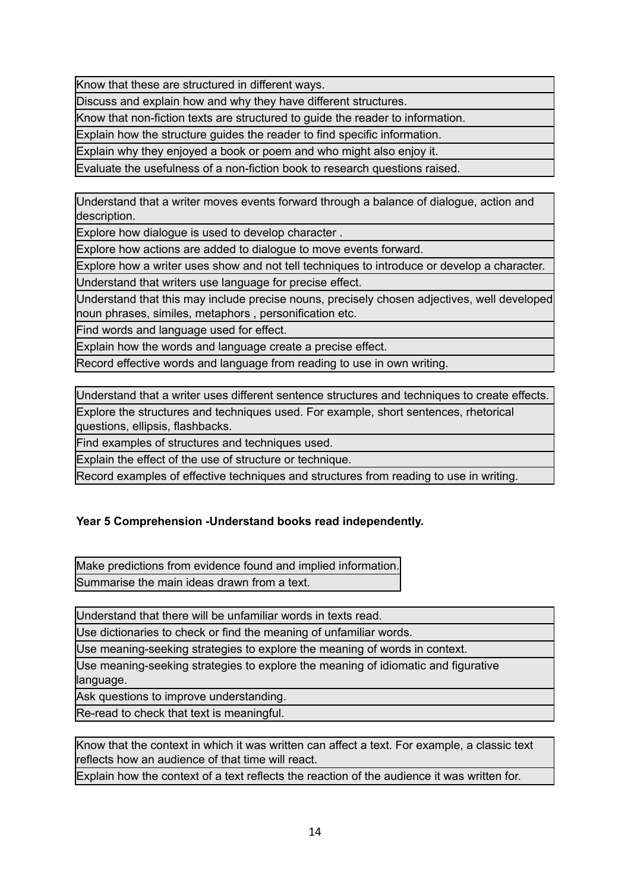| Know that these are structured in different ways. |
|---|
| Discuss and explain how and why they have different structures. |
| Know that non-fiction texts are structured to guide the reader to information. |
| Explain how the structure guides the reader to find specific information. |
| Explain why they enjoyed a book or poem and who might also enjoy it. |
| Evaluate the usefulness of a non-fiction book to research questions raised. |

| Understand that a writer moves events forward through a balance of dialogue, action and description. |
|---|
| Explore how dialogue is used to develop character . |
| Explore how actions are added to dialogue to move events forward. |
| Explore how a writer uses show and not tell techniques to introduce or develop a character. |
| Understand that writers use language for precise effect. |
| Understand that this may include precise nouns, precisely chosen adjectives, well developed noun phrases, similes, metaphors , personification etc. |
| Find words and language used for effect. |
| Explain how the words and language create a precise effect. |
| Record effective words and language from reading to use in own writing. |

| Understand that a writer uses different sentence structures and techniques to create effects. |
|---|
| Explore the structures and techniques used. For example, short sentences, rhetorical questions, ellipsis, flashbacks. |
| Find examples of structures and techniques used. |
| Explain the effect of the use of structure or technique. |
| Record examples of effective techniques and structures from reading to use in writing. |

**Year 5 Comprehension -Understand books read independently.**

| Make predictions from evidence found and implied information. |
|---|
| Summarise the main ideas drawn from a text. |

| Understand that there will be unfamiliar words in texts read. |
|---|
| Use dictionaries to check or find the meaning of unfamiliar words. |
| Use meaning-seeking strategies to explore the meaning of words in context. |
| Use meaning-seeking strategies to explore the meaning of idiomatic and figurative language. |
| Ask questions to improve understanding. |
| Re-read to check that text is meaningful. |

| Know that the context in which it was written can affect a text. For example, a classic text reflects how an audience of that time will react. |
|---|
| Explain how the context of a text reflects the reaction of the audience it was written for. |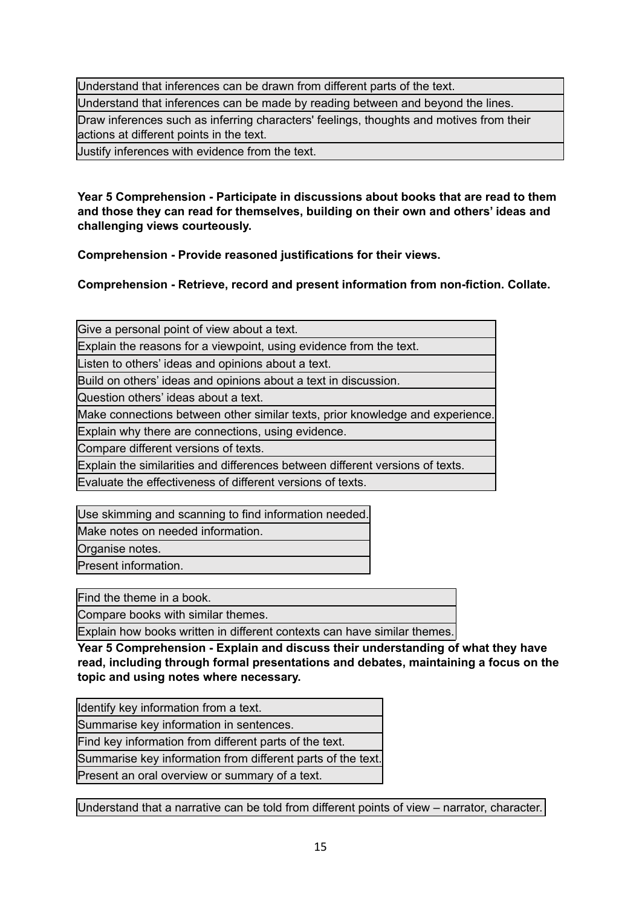| Understand that inferences can be drawn from different parts of the text. |
| --- |
| Understand that inferences can be made by reading between and beyond the lines. |
| Draw inferences such as inferring characters' feelings, thoughts and motives from their actions at different points in the text. |
| Justify inferences with evidence from the text. |

**Year 5 Comprehension - Participate in discussions about books that are read to them and those they can read for themselves, building on their own and others' ideas and challenging views courteously.**

**Comprehension - Provide reasoned justifications for their views.**

**Comprehension - Retrieve, record and present information from non-fiction. Collate.**

| Give a personal point of view about a text. |
| --- |
| Explain the reasons for a viewpoint, using evidence from the text. |
| Listen to others' ideas and opinions about a text. |
| Build on others' ideas and opinions about a text in discussion. |
| Question others' ideas about a text. |
| Make connections between other similar texts, prior knowledge and experience. |
| Explain why there are connections, using evidence. |
| Compare different versions of texts. |
| Explain the similarities and differences between different versions of texts. |
| Evaluate the effectiveness of different versions of texts. |

| Use skimming and scanning to find information needed. |
| --- |
| Make notes on needed information. |
| Organise notes. |
| Present information. |

| Find the theme in a book. |
| --- |
| Compare books with similar themes. |
| Explain how books written in different contexts can have similar themes. |

**Year 5 Comprehension - Explain and discuss their understanding of what they have read, including through formal presentations and debates, maintaining a focus on the topic and using notes where necessary.**

| Identify key information from a text. |
| --- |
| Summarise key information in sentences. |
| Find key information from different parts of the text. |
| Summarise key information from different parts of the text. |
| Present an oral overview or summary of a text. |

| Understand that a narrative can be told from different points of view – narrator, character. |
| --- |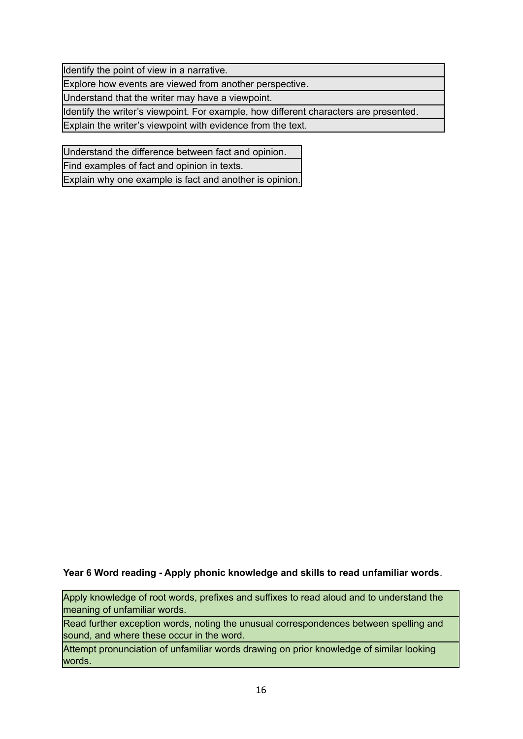| Identify the point of view in a narrative. |
| --- |
| Explore how events are viewed from another perspective. |
| Understand that the writer may have a viewpoint. |
| Identify the writer's viewpoint. For example, how different characters are presented. |
| Explain the writer's viewpoint with evidence from the text. |

| Understand the difference between fact and opinion. |
| --- |
| Find examples of fact and opinion in texts. |
| Explain why one example is fact and another is opinion. |

**Year 6 Word reading - Apply phonic knowledge and skills to read unfamiliar words**.

| Apply knowledge of root words, prefixes and suffixes to read aloud and to understand the meaning of unfamiliar words. |
| --- |
| Read further exception words, noting the unusual correspondences between spelling and sound, and where these occur in the word. |
| Attempt pronunciation of unfamiliar words drawing on prior knowledge of similar looking words. |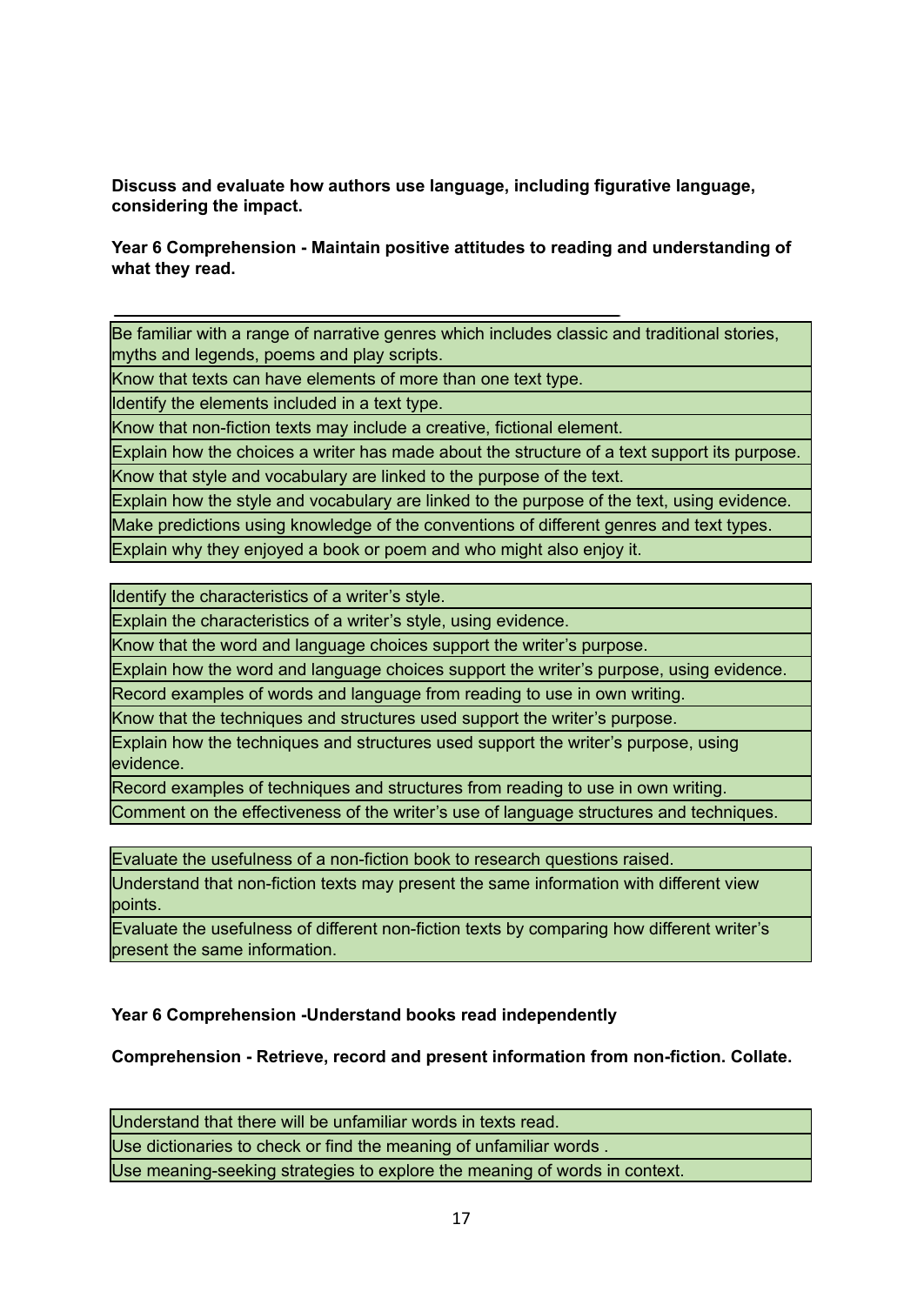**Discuss and evaluate how authors use language, including figurative language, considering the impact.**

**Year 6 Comprehension - Maintain positive attitudes to reading and understanding of what they read.**

---

| Be familiar with a range of narrative genres which includes classic and traditional stories, myths and legends, poems and play scripts. |
|---|
| Know that texts can have elements of more than one text type. |
| Identify the elements included in a text type. |
| Know that non-fiction texts may include a creative, fictional element. |
| Explain how the choices a writer has made about the structure of a text support its purpose. |
| Know that style and vocabulary are linked to the purpose of the text. |
| Explain how the style and vocabulary are linked to the purpose of the text, using evidence. |
| Make predictions using knowledge of the conventions of different genres and text types. |
| Explain why they enjoyed a book or poem and who might also enjoy it. |

| Identify the characteristics of a writer's style. |
|---|
| Explain the characteristics of a writer's style, using evidence. |
| Know that the word and language choices support the writer's purpose. |
| Explain how the word and language choices support the writer's purpose, using evidence. |
| Record examples of words and language from reading to use in own writing. |
| Know that the techniques and structures used support the writer's purpose. |
| Explain how the techniques and structures used support the writer's purpose, using evidence. |
| Record examples of techniques and structures from reading to use in own writing. |
| Comment on the effectiveness of the writer's use of language structures and techniques. |

| Evaluate the usefulness of a non-fiction book to research questions raised. |
|---|
| Understand that non-fiction texts may present the same information with different view points. |
| Evaluate the usefulness of different non-fiction texts by comparing how different writer's present the same information. |

**Year 6 Comprehension -Understand books read independently**

**Comprehension - Retrieve, record and present information from non-fiction. Collate.**

| Understand that there will be unfamiliar words in texts read. |
|---|
| Use dictionaries to check or find the meaning of unfamiliar words . |
| Use meaning-seeking strategies to explore the meaning of words in context. |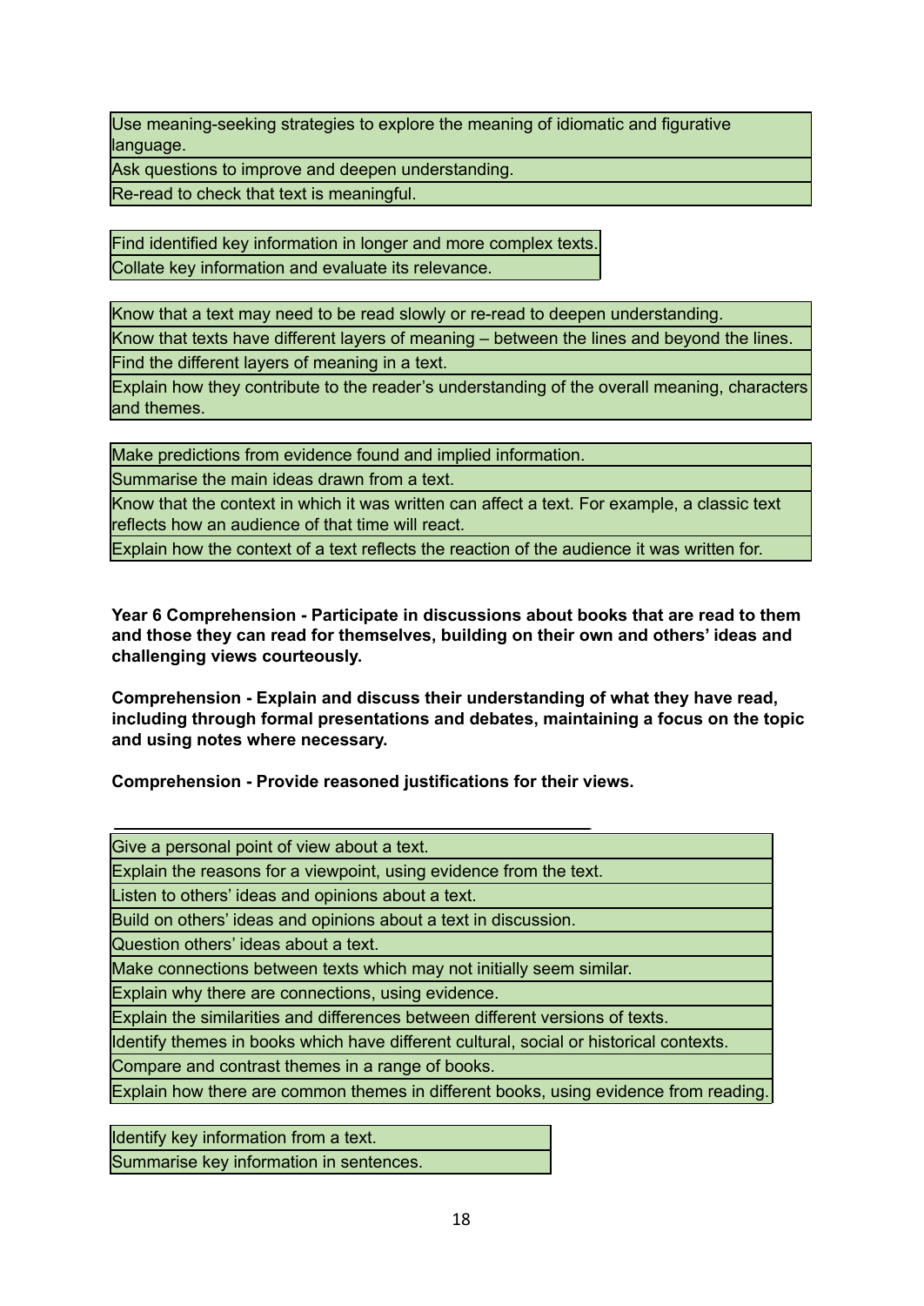| Use meaning-seeking strategies to explore the meaning of idiomatic and figurative language. |
| --- |
| Ask questions to improve and deepen understanding. |
| Re-read to check that text is meaningful. |

| Find identified key information in longer and more complex texts. |
| --- |
| Collate key information and evaluate its relevance. |

| Know that a text may need to be read slowly or re-read to deepen understanding. |
| --- |
| Know that texts have different layers of meaning – between the lines and beyond the lines. |
| Find the different layers of meaning in a text. |
| Explain how they contribute to the reader's understanding of the overall meaning, characters and themes. |

| Make predictions from evidence found and implied information. |
| --- |
| Summarise the main ideas drawn from a text. |
| Know that the context in which it was written can affect a text. For example, a classic text reflects how an audience of that time will react. |
| Explain how the context of a text reflects the reaction of the audience it was written for. |

**Year 6 Comprehension - Participate in discussions about books that are read to them and those they can read for themselves, building on their own and others' ideas and challenging views courteously.**

**Comprehension - Explain and discuss their understanding of what they have read, including through formal presentations and debates, maintaining a focus on the topic and using notes where necessary.**

**Comprehension - Provide reasoned justifications for their views.**

| Give a personal point of view about a text. |
| --- |
| Explain the reasons for a viewpoint, using evidence from the text. |
| Listen to others' ideas and opinions about a text. |
| Build on others' ideas and opinions about a text in discussion. |
| Question others' ideas about a text. |
| Make connections between texts which may not initially seem similar. |
| Explain why there are connections, using evidence. |
| Explain the similarities and differences between different versions of texts. |
| Identify themes in books which have different cultural, social or historical contexts. |
| Compare and contrast themes in a range of books. |
| Explain how there are common themes in different books, using evidence from reading. |

| Identify key information from a text. |
| --- |
| Summarise key information in sentences. |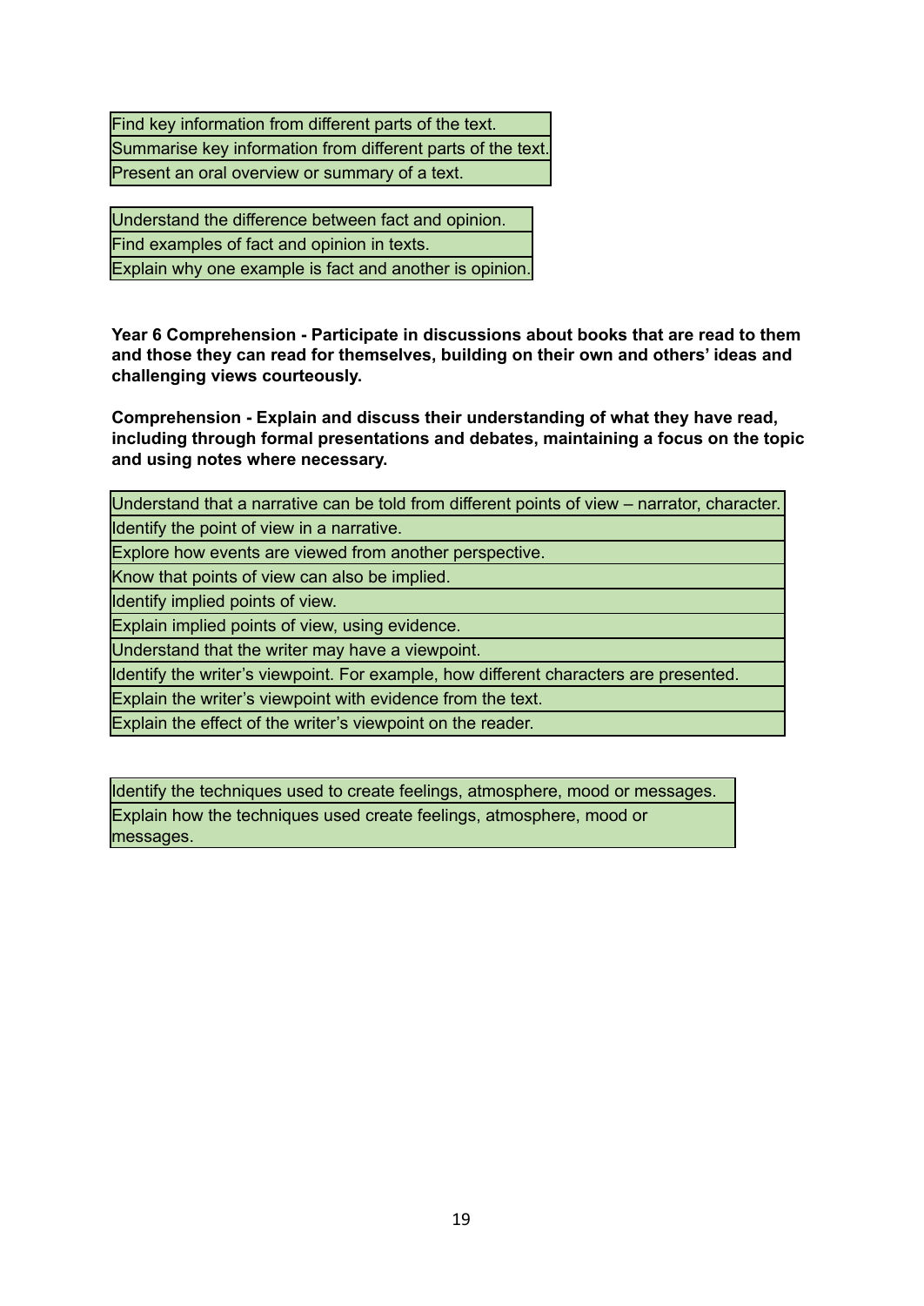| |
|---|
| Find key information from different parts of the text. |
| Summarise key information from different parts of the text. |
| Present an oral overview or summary of a text. |

| |
|---|
| Understand the difference between fact and opinion. |
| Find examples of fact and opinion in texts. |
| Explain why one example is fact and another is opinion. |

**Year 6 Comprehension - Participate in discussions about books that are read to them and those they can read for themselves, building on their own and others' ideas and challenging views courteously.**

**Comprehension - Explain and discuss their understanding of what they have read, including through formal presentations and debates, maintaining a focus on the topic and using notes where necessary.**

| |
|---|
| Understand that a narrative can be told from different points of view – narrator, character. |
| Identify the point of view in a narrative. |
| Explore how events are viewed from another perspective. |
| Know that points of view can also be implied. |
| Identify implied points of view. |
| Explain implied points of view, using evidence. |
| Understand that the writer may have a viewpoint. |
| Identify the writer's viewpoint. For example, how different characters are presented. |
| Explain the writer's viewpoint with evidence from the text. |
| Explain the effect of the writer's viewpoint on the reader. |

| |
|---|
| Identify the techniques used to create feelings, atmosphere, mood or messages. |
| Explain how the techniques used create feelings, atmosphere, mood or messages. |